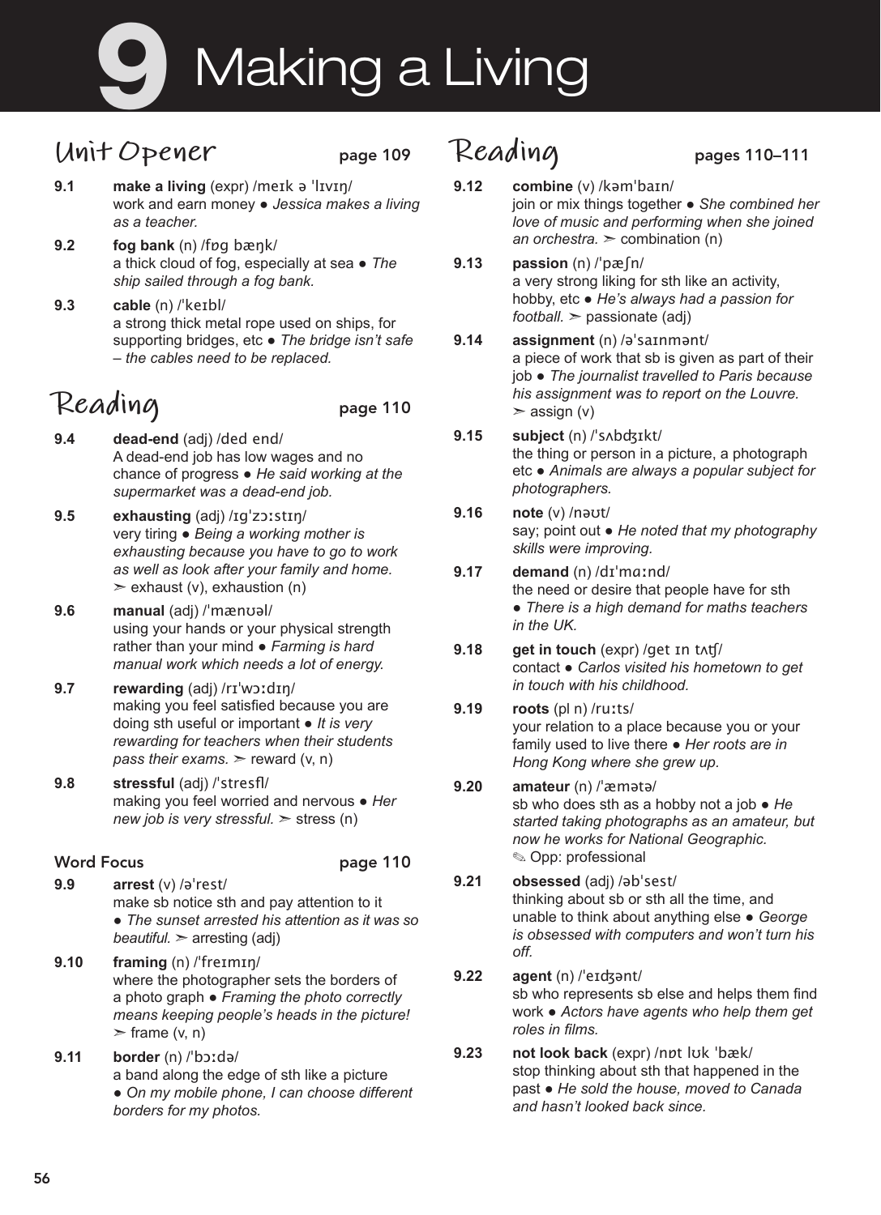# 9 Making a Living

## Unit Opener — page 109

**9.1** **make a living** (expr) /meɪk ə ˈlɪvɪŋ/
work and earn money ● *Jessica makes a living as a teacher.*

**9.2** **fog bank** (n) /fɒg bæŋk/
a thick cloud of fog, especially at sea ● *The ship sailed through a fog bank.*

**9.3** **cable** (n) /ˈkeɪbl/
a strong thick metal rope used on ships, for supporting bridges, etc ● *The bridge isn't safe – the cables need to be replaced.*

## Reading — page 110

**9.4** **dead-end** (adj) /ded end/
A dead-end job has low wages and no chance of progress ● *He said working at the supermarket was a dead-end job.*

**9.5** **exhausting** (adj) /ɪgˈzɔːstɪŋ/
very tiring ● *Being a working mother is exhausting because you have to go to work as well as look after your family and home.*
➣ exhaust (v), exhaustion (n)

**9.6** **manual** (adj) /ˈmænʊəl/
using your hands or your physical strength rather than your mind ● *Farming is hard manual work which needs a lot of energy.*

**9.7** **rewarding** (adj) /rɪˈwɔːdɪŋ/
making you feel satisfied because you are doing sth useful or important ● *It is very rewarding for teachers when their students pass their exams.* ➣ reward (v, n)

**9.8** **stressful** (adj) /ˈstresfl/
making you feel worried and nervous ● *Her new job is very stressful.* ➣ stress (n)

### Word Focus — page 110

**9.9** **arrest** (v) /əˈrest/
make sb notice sth and pay attention to it
● *The sunset arrested his attention as it was so beautiful.* ➣ arresting (adj)

**9.10** **framing** (n) /ˈfreɪmɪŋ/
where the photographer sets the borders of a photo graph ● *Framing the photo correctly means keeping people's heads in the picture!*
➣ frame (v, n)

**9.11** **border** (n) /ˈbɔːdə/
a band along the edge of sth like a picture
● *On my mobile phone, I can choose different borders for my photos.*

## Reading — pages 110–111

**9.12** **combine** (v) /kəmˈbaɪn/
join or mix things together ● *She combined her love of music and performing when she joined an orchestra.* ➣ combination (n)

**9.13** **passion** (n) /ˈpæʃn/
a very strong liking for sth like an activity, hobby, etc ● *He's always had a passion for football.* ➣ passionate (adj)

**9.14** **assignment** (n) /əˈsaɪnmənt/
a piece of work that sb is given as part of their job ● *The journalist travelled to Paris because his assignment was to report on the Louvre.*
➣ assign (v)

**9.15** **subject** (n) /ˈsʌbdʒɪkt/
the thing or person in a picture, a photograph etc ● *Animals are always a popular subject for photographers.*

**9.16** **note** (v) /nəʊt/
say; point out ● *He noted that my photography skills were improving.*

**9.17** **demand** (n) /dɪˈmɑːnd/
the need or desire that people have for sth
● *There is a high demand for maths teachers in the UK.*

**9.18** **get in touch** (expr) /get ɪn tʌʧ/
contact ● *Carlos visited his hometown to get in touch with his childhood.*

**9.19** **roots** (pl n) /ruːts/
your relation to a place because you or your family used to live there ● *Her roots are in Hong Kong where she grew up.*

**9.20** **amateur** (n) /ˈæmətə/
sb who does sth as a hobby not a job ● *He started taking photographs as an amateur, but now he works for National Geographic.*
✎ Opp: professional

**9.21** **obsessed** (adj) /əbˈsest/
thinking about sb or sth all the time, and unable to think about anything else ● *George is obsessed with computers and won't turn his off.*

**9.22** **agent** (n) /ˈeɪʤənt/
sb who represents sb else and helps them find work ● *Actors have agents who help them get roles in films.*

**9.23** **not look back** (expr) /nɒt lʊk ˈbæk/
stop thinking about sth that happened in the past ● *He sold the house, moved to Canada and hasn't looked back since.*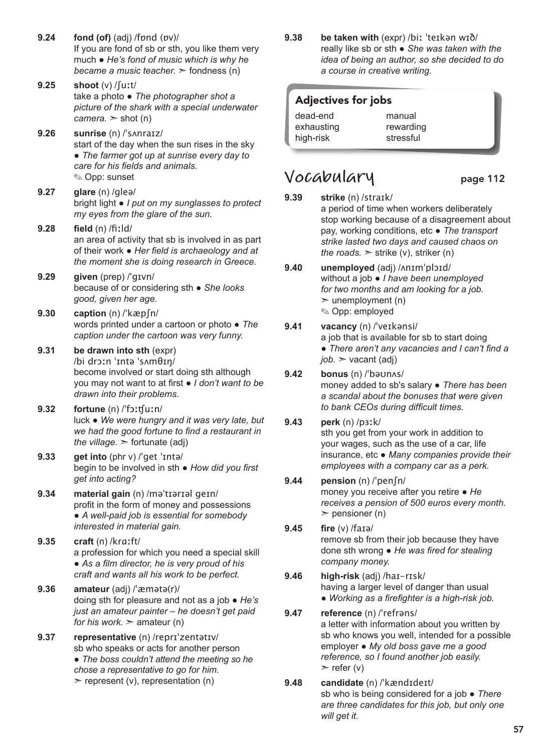**9.24** **fond (of)** (adj) /fɒnd (ɒv)/
If you are fond of sb or sth, you like them very much ● *He's fond of music which is why he became a music teacher.* ➣ fondness (n)

**9.25** **shoot** (v) /ʃuːt/
take a photo ● *The photographer shot a picture of the shark with a special underwater camera.* ➣ shot (n)

**9.26** **sunrise** (n) /ˈsʌnraɪz/
start of the day when the sun rises in the sky ● *The farmer got up at sunrise every day to care for his fields and animals.*
✎ Opp: sunset

**9.27** **glare** (n) /gleə/
bright light ● *I put on my sunglasses to protect my eyes from the glare of the sun.*

**9.28** **field** (n) /fiːld/
an area of activity that sb is involved in as part of their work ● *Her field is archaeology and at the moment she is doing research in Greece.*

**9.29** **given** (prep) /ˈgɪvn/
because of or considering sth ● *She looks good, given her age.*

**9.30** **caption** (n) /ˈkæpʃn/
words printed under a cartoon or photo ● *The caption under the cartoon was very funny.*

**9.31** **be drawn into sth** (expr)
/bi drɔːn ˈɪntə ˈsʌmθɪŋ/
become involved or start doing sth although you may not want to at first ● *I don't want to be drawn into their problems.*

**9.32** **fortune** (n) /ˈfɔːtʃuːn/
luck ● *We were hungry and it was very late, but we had the good fortune to find a restaurant in the village.* ➣ fortunate (adj)

**9.33** **get into** (phr v) /ˈget ˈɪntə/
begin to be involved in sth ● *How did you first get into acting?*

**9.34** **material gain** (n) /məˈtɪərɪəl geɪn/
profit in the form of money and possessions ● *A well-paid job is essential for somebody interested in material gain.*

**9.35** **craft** (n) /krɑːft/
a profession for which you need a special skill ● *As a film director, he is very proud of his craft and wants all his work to be perfect.*

**9.36** **amateur** (adj) /ˈæmətə(r)/
doing sth for pleasure and not as a job ● *He's just an amateur painter – he doesn't get paid for his work.* ➣ amateur (n)

**9.37** **representative** (n) /reprɪˈzentətɪv/
sb who speaks or acts for another person ● *The boss couldn't attend the meeting so he chose a representative to go for him.*
➣ represent (v), representation (n)

**9.38** **be taken with** (expr) /biː ˈteɪkən wɪð/
really like sb or sth ● *She was taken with the idea of being an author, so she decided to do a course in creative writing.*

### Adjectives for jobs

| | |
|---|---|
| dead-end | manual |
| exhausting | rewarding |
| high-risk | stressful |

## Vocabulary page 112

**9.39** **strike** (n) /straɪk/
a period of time when workers deliberately stop working because of a disagreement about pay, working conditions, etc ● *The transport strike lasted two days and caused chaos on the roads.* ➣ strike (v), striker (n)

**9.40** **unemployed** (adj) /ʌnɪmˈplɔɪd/
without a job ● *I have been unemployed for two months and am looking for a job.*
➣ unemployment (n)
✎ Opp: employed

**9.41** **vacancy** (n) /ˈveɪkənsi/
a job that is available for sb to start doing ● *There aren't any vacancies and I can't find a job.* ➣ vacant (adj)

**9.42** **bonus** (n) /ˈbəʊnʌs/
money added to sb's salary ● *There has been a scandal about the bonuses that were given to bank CEOs during difficult times.*

**9.43** **perk** (n) /pɜːk/
sth you get from your work in addition to your wages, such as the use of a car, life insurance, etc ● *Many companies provide their employees with a company car as a perk.*

**9.44** **pension** (n) /ˈpenʃn/
money you receive after you retire ● *He receives a pension of 500 euros every month.*
➣ pensioner (n)

**9.45** **fire** (v) /faɪə/
remove sb from their job because they have done sth wrong ● *He was fired for stealing company money.*

**9.46** **high-risk** (adj) /haɪ-rɪsk/
having a larger level of danger than usual ● *Working as a firefighter is a high-risk job.*

**9.47** **reference** (n) /ˈrefrəns/
a letter with information about you written by sb who knows you well, intended for a possible employer ● *My old boss gave me a good reference, so I found another job easily.*
➣ refer (v)

**9.48** **candidate** (n) /ˈkændɪdeɪt/
sb who is being considered for a job ● *There are three candidates for this job, but only one will get it.*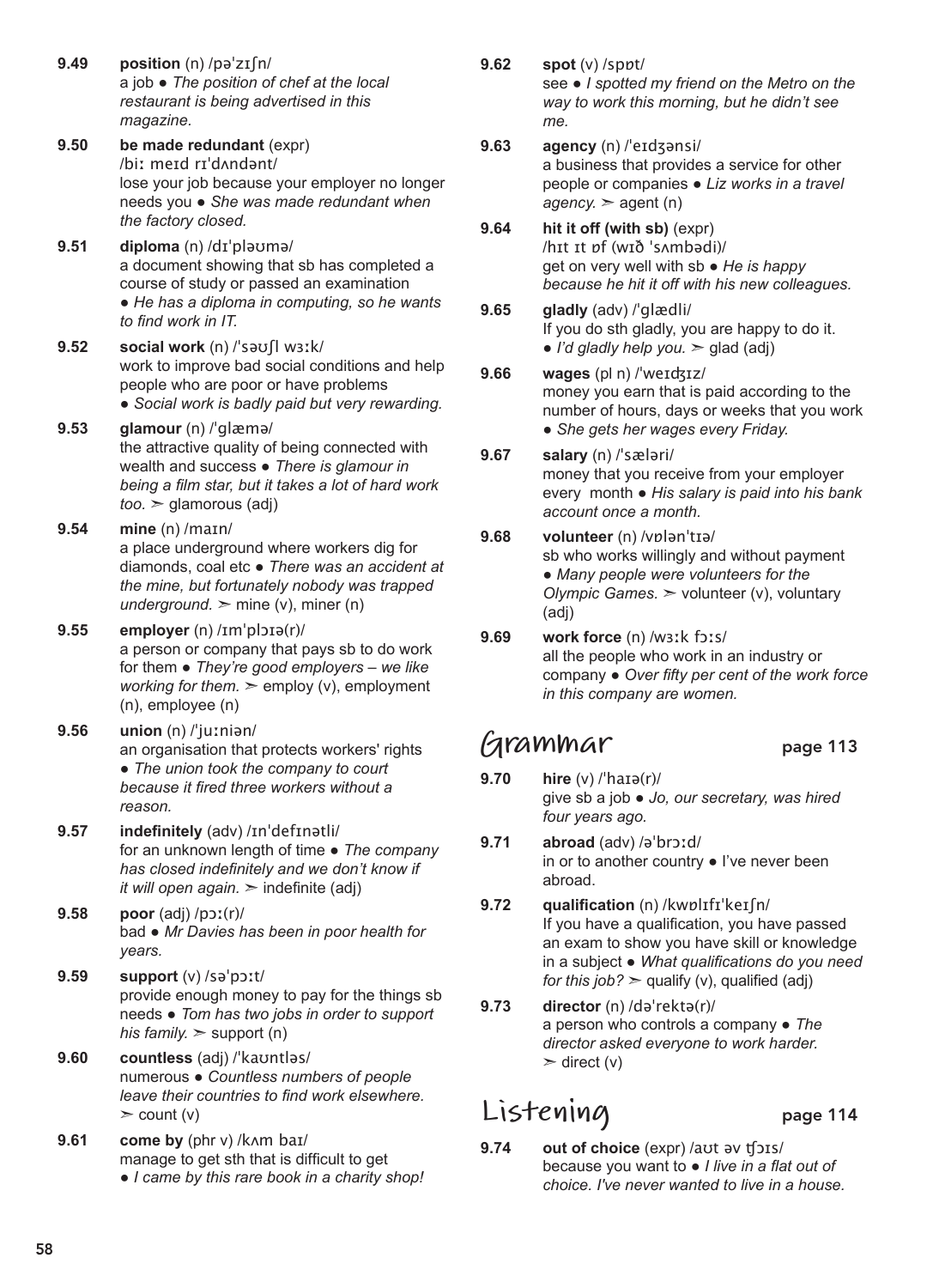**9.49** **position** (n) /pəˈzɪʃn/
a job ● *The position of chef at the local restaurant is being advertised in this magazine.*

**9.50** **be made redundant** (expr) /biː meɪd rɪˈdʌndənt/
lose your job because your employer no longer needs you ● *She was made redundant when the factory closed.*

**9.51** **diploma** (n) /dɪˈpləʊmə/
a document showing that sb has completed a course of study or passed an examination ● *He has a diploma in computing, so he wants to find work in IT.*

**9.52** **social work** (n) /ˈsəʊʃl wɜːk/
work to improve bad social conditions and help people who are poor or have problems ● *Social work is badly paid but very rewarding.*

**9.53** **glamour** (n) /ˈɡlæmə/
the attractive quality of being connected with wealth and success ● *There is glamour in being a film star, but it takes a lot of hard work too.* ➢ glamorous (adj)

**9.54** **mine** (n) /maɪn/
a place underground where workers dig for diamonds, coal etc ● *There was an accident at the mine, but fortunately nobody was trapped underground.* ➢ mine (v), miner (n)

**9.55** **employer** (n) /ɪmˈplɔɪə(r)/
a person or company that pays sb to do work for them ● *They're good employers – we like working for them.* ➢ employ (v), employment (n), employee (n)

**9.56** **union** (n) /ˈjuːniən/
an organisation that protects workers' rights ● *The union took the company to court because it fired three workers without a reason.*

**9.57** **indefinitely** (adv) /ɪnˈdefɪnətli/
for an unknown length of time ● *The company has closed indefinitely and we don't know if it will open again.* ➢ indefinite (adj)

**9.58** **poor** (adj) /pɔː(r)/
bad ● *Mr Davies has been in poor health for years.*

**9.59** **support** (v) /səˈpɔːt/
provide enough money to pay for the things sb needs ● *Tom has two jobs in order to support his family.* ➢ support (n)

**9.60** **countless** (adj) /ˈkaʊntləs/
numerous ● *Countless numbers of people leave their countries to find work elsewhere.* ➢ count (v)

**9.61** **come by** (phr v) /kʌm baɪ/
manage to get sth that is difficult to get ● *I came by this rare book in a charity shop!*

**9.62** **spot** (v) /spɒt/
see ● *I spotted my friend on the Metro on the way to work this morning, but he didn't see me.*

**9.63** **agency** (n) /ˈeɪdʒənsi/
a business that provides a service for other people or companies ● *Liz works in a travel agency.* ➢ agent (n)

**9.64** **hit it off (with sb)** (expr) /hɪt ɪt ɒf (wɪð ˈsʌmbədi)/
get on very well with sb ● *He is happy because he hit it off with his new colleagues.*

**9.65** **gladly** (adv) /ˈɡlædli/
If you do sth gladly, you are happy to do it. ● *I'd gladly help you.* ➢ glad (adj)

**9.66** **wages** (pl n) /ˈweɪdʒɪz/
money you earn that is paid according to the number of hours, days or weeks that you work ● *She gets her wages every Friday.*

**9.67** **salary** (n) /ˈsæləri/
money that you receive from your employer every month ● *His salary is paid into his bank account once a month.*

**9.68** **volunteer** (n) /vɒlənˈtɪə/
sb who works willingly and without payment ● *Many people were volunteers for the Olympic Games.* ➢ volunteer (v), voluntary (adj)

**9.69** **work force** (n) /wɜːk fɔːs/
all the people who work in an industry or company ● *Over fifty per cent of the work force in this company are women.*

## Grammar page 113

**9.70** **hire** (v) /ˈhaɪə(r)/
give sb a job ● *Jo, our secretary, was hired four years ago.*

**9.71** **abroad** (adv) /əˈbrɔːd/
in or to another country ● I've never been abroad.

**9.72** **qualification** (n) /kwɒlɪfɪˈkeɪʃn/
If you have a qualification, you have passed an exam to show you have skill or knowledge in a subject ● *What qualifications do you need for this job?* ➢ qualify (v), qualified (adj)

**9.73** **director** (n) /dəˈrektə(r)/
a person who controls a company ● *The director asked everyone to work harder.* ➢ direct (v)

## Listening page 114

**9.74** **out of choice** (expr) /aʊt əv tʃɔɪs/
because you want to ● *I live in a flat out of choice. I've never wanted to live in a house.*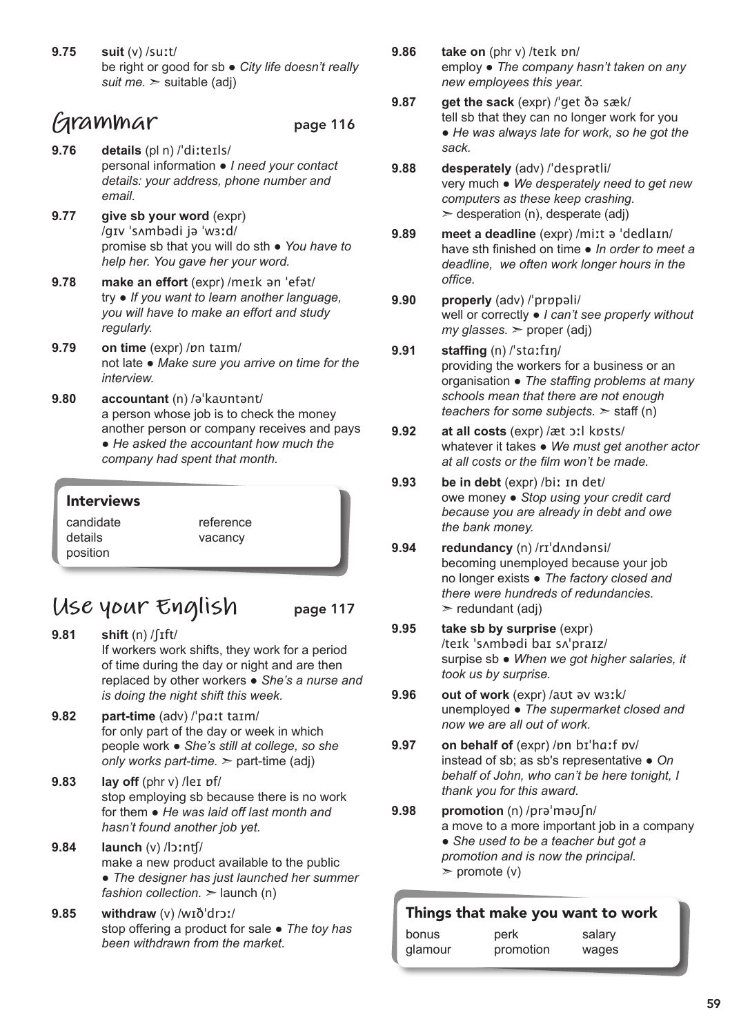**9.75** **suit** (v) /suːt/
be right or good for sb ● *City life doesn't really suit me.* ➢ suitable (adj)

## Grammar page 116

**9.76** **details** (pl n) /ˈdiːteɪls/
personal information ● *I need your contact details: your address, phone number and email.*

**9.77** **give sb your word** (expr) /gɪv ˈsʌmbədi jə ˈwɜːd/
promise sb that you will do sth ● *You have to help her. You gave her your word.*

**9.78** **make an effort** (expr) /meɪk ən ˈefət/
try ● *If you want to learn another language, you will have to make an effort and study regularly.*

**9.79** **on time** (expr) /ɒn taɪm/
not late ● *Make sure you arrive on time for the interview.*

**9.80** **accountant** (n) /əˈkaʊntənt/
a person whose job is to check the money another person or company receives and pays ● *He asked the accountant how much the company had spent that month.*

### Interviews

candidate
details
position
reference
vacancy

## Use your English page 117

**9.81** **shift** (n) /ʃɪft/
If workers work shifts, they work for a period of time during the day or night and are then replaced by other workers ● *She's a nurse and is doing the night shift this week.*

**9.82** **part-time** (adv) /ˈpɑːt taɪm/
for only part of the day or week in which people work ● *She's still at college, so she only works part-time.* ➢ part-time (adj)

**9.83** **lay off** (phr v) /leɪ ɒf/
stop employing sb because there is no work for them ● *He was laid off last month and hasn't found another job yet.*

**9.84** **launch** (v) /lɔːntʃ/
make a new product available to the public ● *The designer has just launched her summer fashion collection.* ➢ launch (n)

**9.85** **withdraw** (v) /wɪðˈdrɔː/
stop offering a product for sale ● *The toy has been withdrawn from the market.*

**9.86** **take on** (phr v) /teɪk ɒn/
employ ● *The company hasn't taken on any new employees this year.*

**9.87** **get the sack** (expr) /ˈget ðə sæk/
tell sb that they can no longer work for you ● *He was always late for work, so he got the sack.*

**9.88** **desperately** (adv) /ˈdesprətli/
very much ● *We desperately need to get new computers as these keep crashing.* ➢ desperation (n), desperate (adj)

**9.89** **meet a deadline** (expr) /miːt ə ˈdedlaɪn/
have sth finished on time ● *In order to meet a deadline, we often work longer hours in the office.*

**9.90** **properly** (adv) /ˈprɒpəli/
well or correctly ● *I can't see properly without my glasses.* ➢ proper (adj)

**9.91** **staffing** (n) /ˈstɑːfɪŋ/
providing the workers for a business or an organisation ● *The staffing problems at many schools mean that there are not enough teachers for some subjects.* ➢ staff (n)

**9.92** **at all costs** (expr) /æt ɔːl kɒsts/
whatever it takes ● *We must get another actor at all costs or the film won't be made.*

**9.93** **be in debt** (expr) /biː ɪn det/
owe money ● *Stop using your credit card because you are already in debt and owe the bank money.*

**9.94** **redundancy** (n) /rɪˈdʌndənsi/
becoming unemployed because your job no longer exists ● *The factory closed and there were hundreds of redundancies.* ➢ redundant (adj)

**9.95** **take sb by surprise** (expr) /teɪk ˈsʌmbədi baɪ sʌˈpraɪz/
surpise sb ● *When we got higher salaries, it took us by surprise.*

**9.96** **out of work** (expr) /aʊt əv wɜːk/
unemployed ● *The supermarket closed and now we are all out of work.*

**9.97** **on behalf of** (expr) /ɒn bɪˈhɑːf ɒv/
instead of sb; as sb's representative ● *On behalf of John, who can't be here tonight, I thank you for this award.*

**9.98** **promotion** (n) /prəˈməʊʃn/
a move to a more important job in a company ● *She used to be a teacher but got a promotion and is now the principal.* ➢ promote (v)

### Things that make you want to work

bonus
glamour
perk
promotion
salary
wages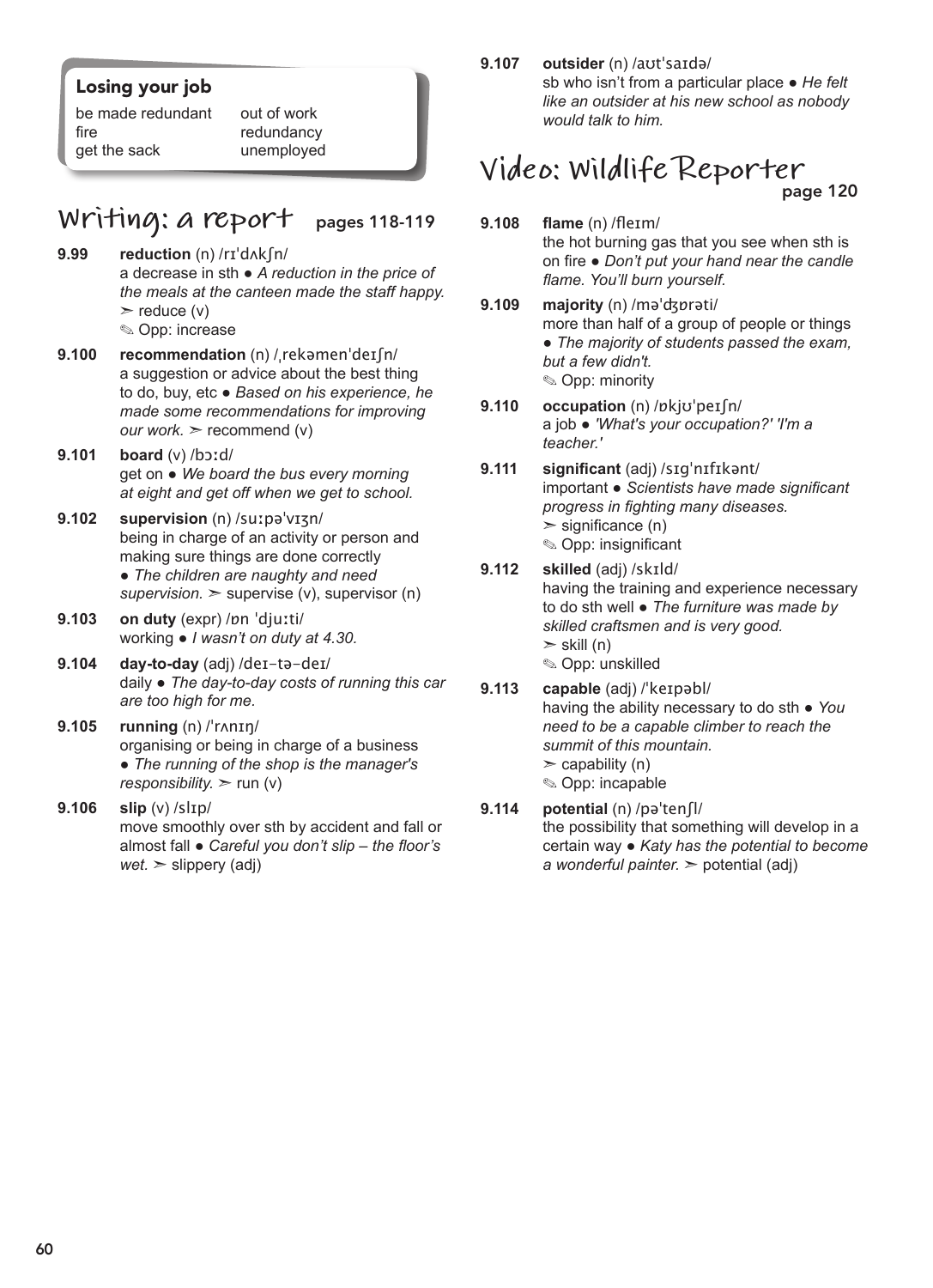### Losing your job

| | |
|---|---|
| be made redundant | out of work |
| fire | redundancy |
| get the sack | unemployed |

## Writing: a report pages 118-119

**9.99** **reduction** (n) /rɪˈdʌkʃn/
a decrease in sth ● *A reduction in the price of the meals at the canteen made the staff happy.*
➣ reduce (v)
✎ Opp: increase

**9.100** **recommendation** (n) /ˌrekəmenˈdeɪʃn/
a suggestion or advice about the best thing to do, buy, etc ● *Based on his experience, he made some recommendations for improving our work.* ➣ recommend (v)

**9.101** **board** (v) /bɔːd/
get on ● *We board the bus every morning at eight and get off when we get to school.*

**9.102** **supervision** (n) /suːpəˈvɪʒn/
being in charge of an activity or person and making sure things are done correctly
● *The children are naughty and need supervision.* ➣ supervise (v), supervisor (n)

**9.103** **on duty** (expr) /ɒn ˈdjuːti/
working ● *I wasn't on duty at 4.30.*

**9.104** **day-to-day** (adj) /deɪ–tə–deɪ/
daily ● *The day-to-day costs of running this car are too high for me.*

**9.105** **running** (n) /ˈrʌnɪŋ/
organising or being in charge of a business
● *The running of the shop is the manager's responsibility.* ➣ run (v)

**9.106** **slip** (v) /slɪp/
move smoothly over sth by accident and fall or almost fall ● *Careful you don't slip – the floor's wet.* ➣ slippery (adj)

**9.107** **outsider** (n) /aʊtˈsaɪdə/
sb who isn't from a particular place ● *He felt like an outsider at his new school as nobody would talk to him.*

## Video: Wildlife Reporter page 120

**9.108** **flame** (n) /fleɪm/
the hot burning gas that you see when sth is on fire ● *Don't put your hand near the candle flame. You'll burn yourself.*

**9.109** **majority** (n) /məˈʤɒrəti/
more than half of a group of people or things
● *The majority of students passed the exam, but a few didn't.*
✎ Opp: minority

**9.110** **occupation** (n) /ɒkjʊˈpeɪʃn/
a job ● *'What's your occupation?' 'I'm a teacher.'*

**9.111** **significant** (adj) /sɪɡˈnɪfɪkənt/
important ● *Scientists have made significant progress in fighting many diseases.*
➣ significance (n)
✎ Opp: insignificant

**9.112** **skilled** (adj) /skɪld/
having the training and experience necessary to do sth well ● *The furniture was made by skilled craftsmen and is very good.*
➣ skill (n)
✎ Opp: unskilled

**9.113** **capable** (adj) /ˈkeɪpəbl/
having the ability necessary to do sth ● *You need to be a capable climber to reach the summit of this mountain.*
➣ capability (n)
✎ Opp: incapable

**9.114** **potential** (n) /pəˈtenʃl/
the possibility that something will develop in a certain way ● *Katy has the potential to become a wonderful painter.* ➣ potential (adj)